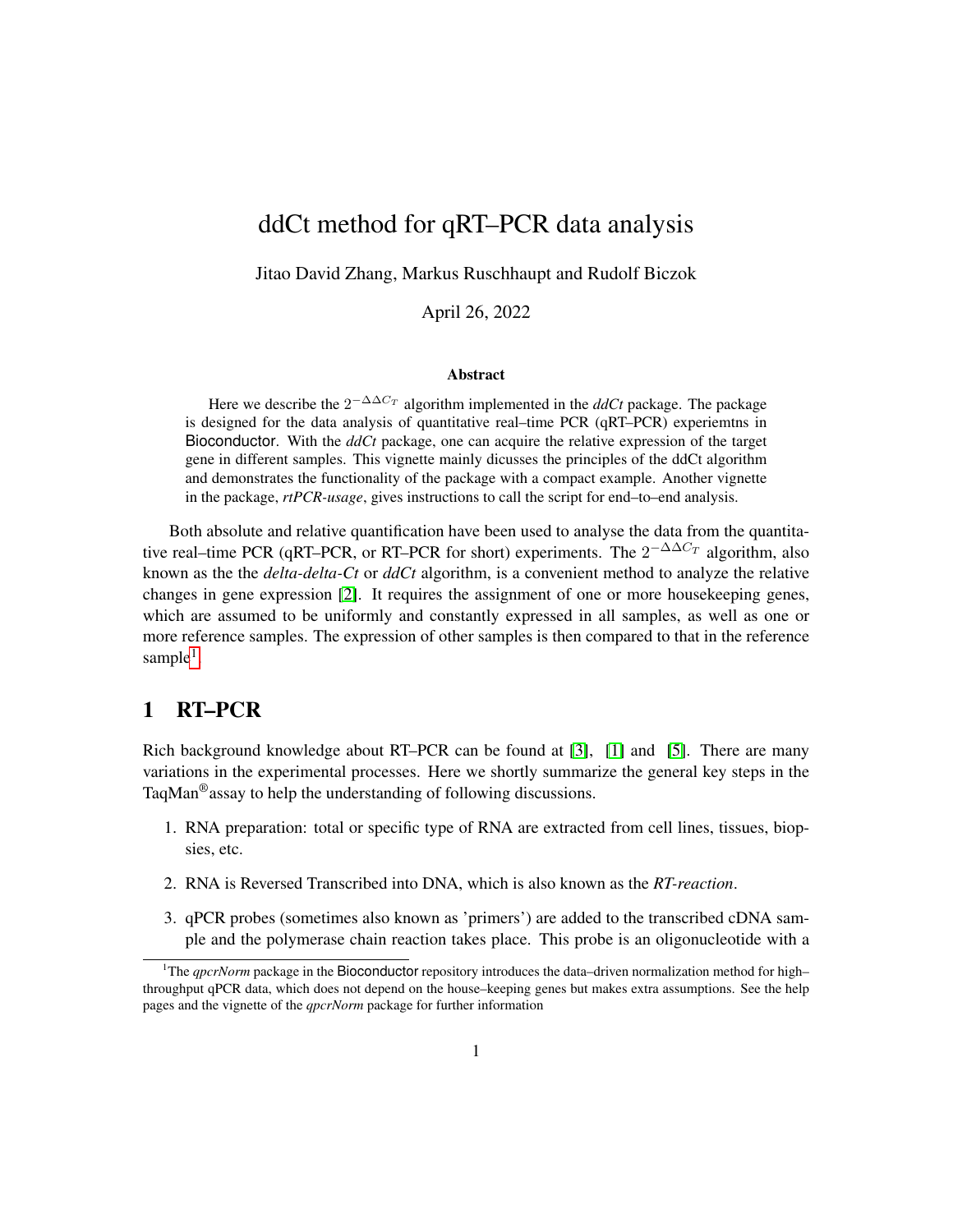# ddCt method for qRT–PCR data analysis

Jitao David Zhang, Markus Ruschhaupt and Rudolf Biczok

April 26, 2022

### Abstract

Here we describe the $2^{-\Delta\Delta C_T}$ algorithm implemented in the *ddCt* package. The package is designed for the data analysis of quantitative real–time PCR (qRT–PCR) experiemtns in Bioconductor. With the *ddCt* package, one can acquire the relative expression of the target gene in different samples. This vignette mainly dicusses the principles of the ddCt algorithm and demonstrates the functionality of the package with a compact example. Another vignette in the package, *rtPCR-usage*, gives instructions to call the script for end–to–end analysis.

Both absolute and relative quantification have been used to analyse the data from the quantitative real–time PCR (qRT–PCR, or RT–PCR for short) experiments. The $2^{-\Delta\Delta C_T}$ algorithm, also known as the the *delta-delta-Ct* or *ddCt* algorithm, is a convenient method to analyze the relative changes in gene expression [2]. It requires the assignment of one or more housekeeping genes, which are assumed to be uniformly and constantly expressed in all samples, as well as one or more reference samples. The expression of other samples is then compared to that in the reference sample[1].

## 1 RT–PCR

Rich background knowledge about RT–PCR can be found at [3], [1] and [5]. There are many variations in the experimental processes. Here we shortly summarize the general key steps in the TaqMan®assay to help the understanding of following discussions.

1. RNA preparation: total or specific type of RNA are extracted from cell lines, tissues, biopsies, etc.
2. RNA is Reversed Transcribed into DNA, which is also known as the *RT-reaction*.
3. qPCR probes (sometimes also known as 'primers') are added to the transcribed cDNA sample and the polymerase chain reaction takes place. This probe is an oligonucleotide with a

[1] The *qpcrNorm* package in the Bioconductor repository introduces the data–driven normalization method for high–throughput qPCR data, which does not depend on the house–keeping genes but makes extra assumptions. See the help pages and the vignette of the *qpcrNorm* package for further information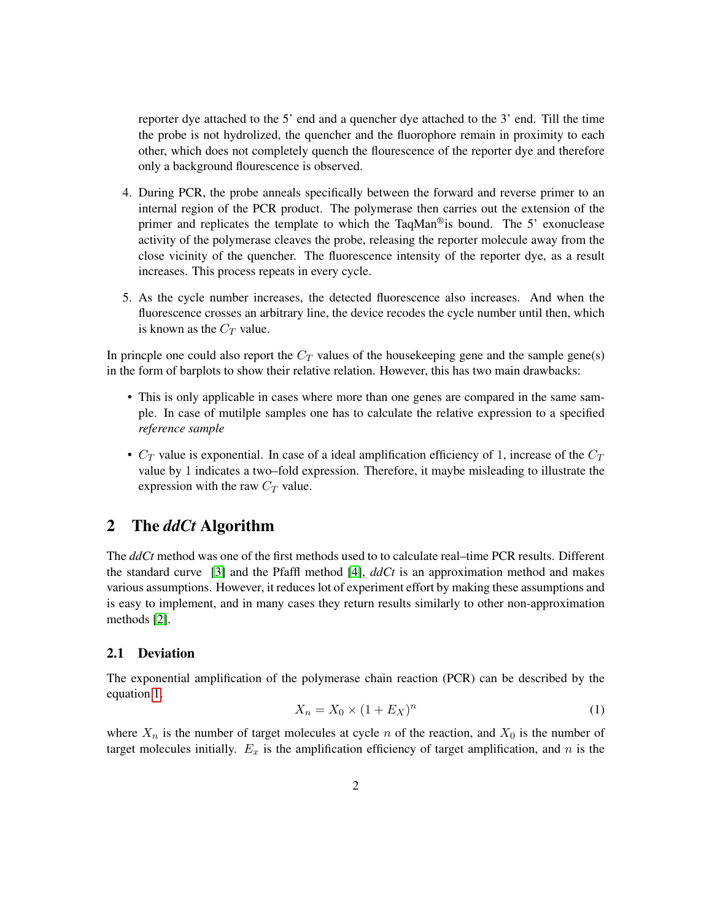reporter dye attached to the 5' end and a quencher dye attached to the 3' end. Till the time the probe is not hydrolized, the quencher and the fluorophore remain in proximity to each other, which does not completely quench the flourescence of the reporter dye and therefore only a background flourescence is observed.

4. During PCR, the probe anneals specifically between the forward and reverse primer to an internal region of the PCR product. The polymerase then carries out the extension of the primer and replicates the template to which the TaqMan®is bound. The 5' exonuclease activity of the polymerase cleaves the probe, releasing the reporter molecule away from the close vicinity of the quencher. The fluorescence intensity of the reporter dye, as a result increases. This process repeats in every cycle.

5. As the cycle number increases, the detected fluorescence also increases. And when the fluorescence crosses an arbitrary line, the device recodes the cycle number until then, which is known as the $C_T$ value.

In princple one could also report the $C_T$ values of the housekeeping gene and the sample gene(s) in the form of barplots to show their relative relation. However, this has two main drawbacks:

- This is only applicable in cases where more than one genes are compared in the same sample. In case of mutilple samples one has to calculate the relative expression to a specified *reference sample*
- $C_T$ value is exponential. In case of a ideal amplification efficiency of 1, increase of the $C_T$ value by 1 indicates a two–fold expression. Therefore, it maybe misleading to illustrate the expression with the raw $C_T$ value.

## 2 The *ddCt* Algorithm

The *ddCt* method was one of the first methods used to to calculate real–time PCR results. Different the standard curve [3] and the Pfaffl method [4], *ddCt* is an approximation method and makes various assumptions. However, it reduces lot of experiment effort by making these assumptions and is easy to implement, and in many cases they return results similarly to other non-approximation methods [2].

### 2.1 Deviation

The exponential amplification of the polymerase chain reaction (PCR) can be described by the equation 1.

$$X_n = X_0 \times (1 + E_X)^n \tag{1}$$

where $X_n$ is the number of target molecules at cycle $n$ of the reaction, and $X_0$ is the number of target molecules initially. $E_x$ is the amplification efficiency of target amplification, and $n$ is the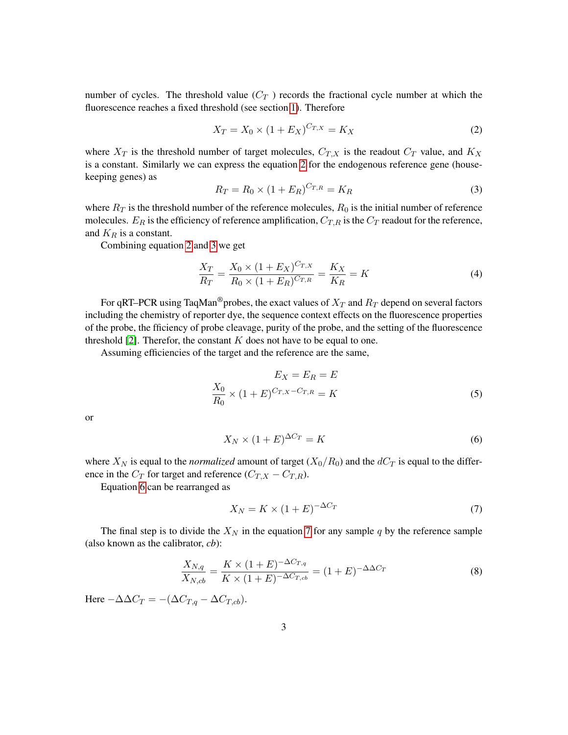number of cycles. The threshold value ($C_T$ ) records the fractional cycle number at which the fluorescence reaches a fixed threshold (see section 1). Therefore

$$X_T = X_0 \times (1 + E_X)^{C_{T,X}} = K_X \tag{2}$$

where $X_T$ is the threshold number of target molecules, $C_{T,X}$ is the readout $C_T$ value, and $K_X$ is a constant. Similarly we can express the equation 2 for the endogenous reference gene (housekeeping genes) as

$$R_T = R_0 \times (1 + E_R)^{C_{T,R}} = K_R \tag{3}$$

where $R_T$ is the threshold number of the reference molecules, $R_0$ is the initial number of reference molecules. $E_R$ is the efficiency of reference amplification, $C_{T,R}$ is the $C_T$ readout for the reference, and $K_R$ is a constant.

Combining equation 2 and 3 we get

$$\frac{X_T}{R_T} = \frac{X_0 \times (1 + E_X)^{C_{T,X}}}{R_0 \times (1 + E_R)^{C_{T,R}}} = \frac{K_X}{K_R} = K \tag{4}$$

For qRT–PCR using TaqMan®probes, the exact values of $X_T$ and $R_T$ depend on several factors including the chemistry of reporter dye, the sequence context effects on the fluorescence properties of the probe, the fficiency of probe cleavage, purity of the probe, and the setting of the fluorescence threshold [2]. Therefor, the constant $K$ does not have to be equal to one.

Assuming efficiencies of the target and the reference are the same,

$$E_X = E_R = E$$
$$\frac{X_0}{R_0} \times (1 + E)^{C_{T,X} - C_{T,R}} = K \tag{5}$$

or

$$X_N \times (1 + E)^{\Delta C_T} = K \tag{6}$$

where $X_N$ is equal to the *normalized* amount of target ($X_0/R_0$) and the $dC_T$ is equal to the difference in the $C_T$ for target and reference ($C_{T,X} - C_{T,R}$).

Equation 6 can be rearranged as

$$X_N = K \times (1 + E)^{-\Delta C_T} \tag{7}$$

The final step is to divide the $X_N$ in the equation 7 for any sample $q$ by the reference sample (also known as the calibrator, *cb*):

$$\frac{X_{N,q}}{X_{N,cb}} = \frac{K \times (1 + E)^{-\Delta C_{T,q}}}{K \times (1 + E)^{-\Delta C_{T,cb}}} = (1 + E)^{-\Delta\Delta C_T} \tag{8}$$

Here $-\Delta\Delta C_T = -(\Delta C_{T,q} - \Delta C_{T,cb})$.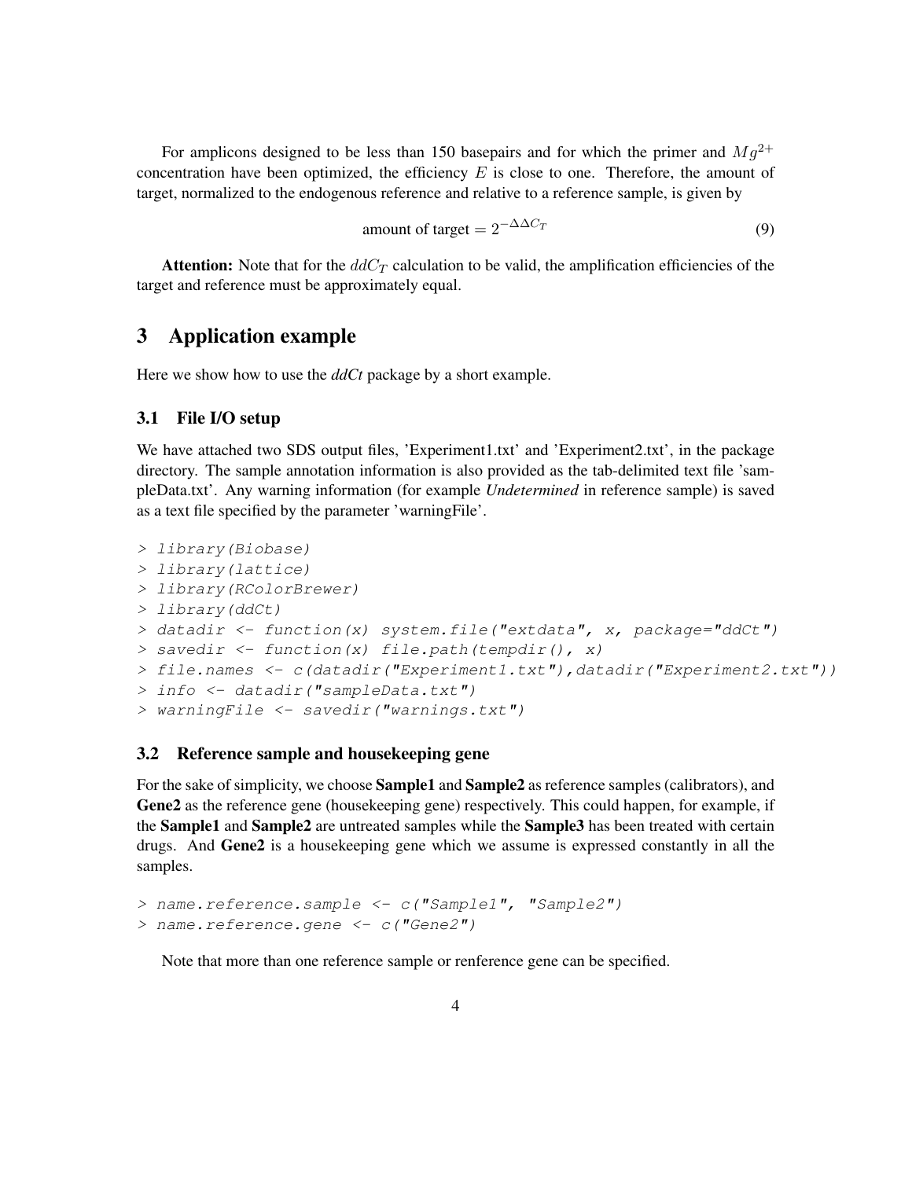For amplicons designed to be less than 150 basepairs and for which the primer and $Mg^{2+}$ concentration have been optimized, the efficiency $E$ is close to one. Therefore, the amount of target, normalized to the endogenous reference and relative to a reference sample, is given by

$$\text{amount of target} = 2^{-\Delta\Delta C_T} \tag{9}$$

**Attention:** Note that for the $ddC_T$ calculation to be valid, the amplification efficiencies of the target and reference must be approximately equal.

# 3 Application example

Here we show how to use the *ddCt* package by a short example.

## 3.1 File I/O setup

We have attached two SDS output files, 'Experiment1.txt' and 'Experiment2.txt', in the package directory. The sample annotation information is also provided as the tab-delimited text file 'sampleData.txt'. Any warning information (for example *Undetermined* in reference sample) is saved as a text file specified by the parameter 'warningFile'.

```
> library(Biobase)
> library(lattice)
> library(RColorBrewer)
> library(ddCt)
> datadir <- function(x) system.file("extdata", x, package="ddCt")
> savedir <- function(x) file.path(tempdir(), x)
> file.names <- c(datadir("Experiment1.txt"),datadir("Experiment2.txt"))
> info <- datadir("sampleData.txt")
> warningFile <- savedir("warnings.txt")
```

## 3.2 Reference sample and housekeeping gene

For the sake of simplicity, we choose **Sample1** and **Sample2** as reference samples (calibrators), and **Gene2** as the reference gene (housekeeping gene) respectively. This could happen, for example, if the **Sample1** and **Sample2** are untreated samples while the **Sample3** has been treated with certain drugs. And **Gene2** is a housekeeping gene which we assume is expressed constantly in all the samples.

```
> name.reference.sample <- c("Sample1", "Sample2")
> name.reference.gene <- c("Gene2")
```

Note that more than one reference sample or renference gene can be specified.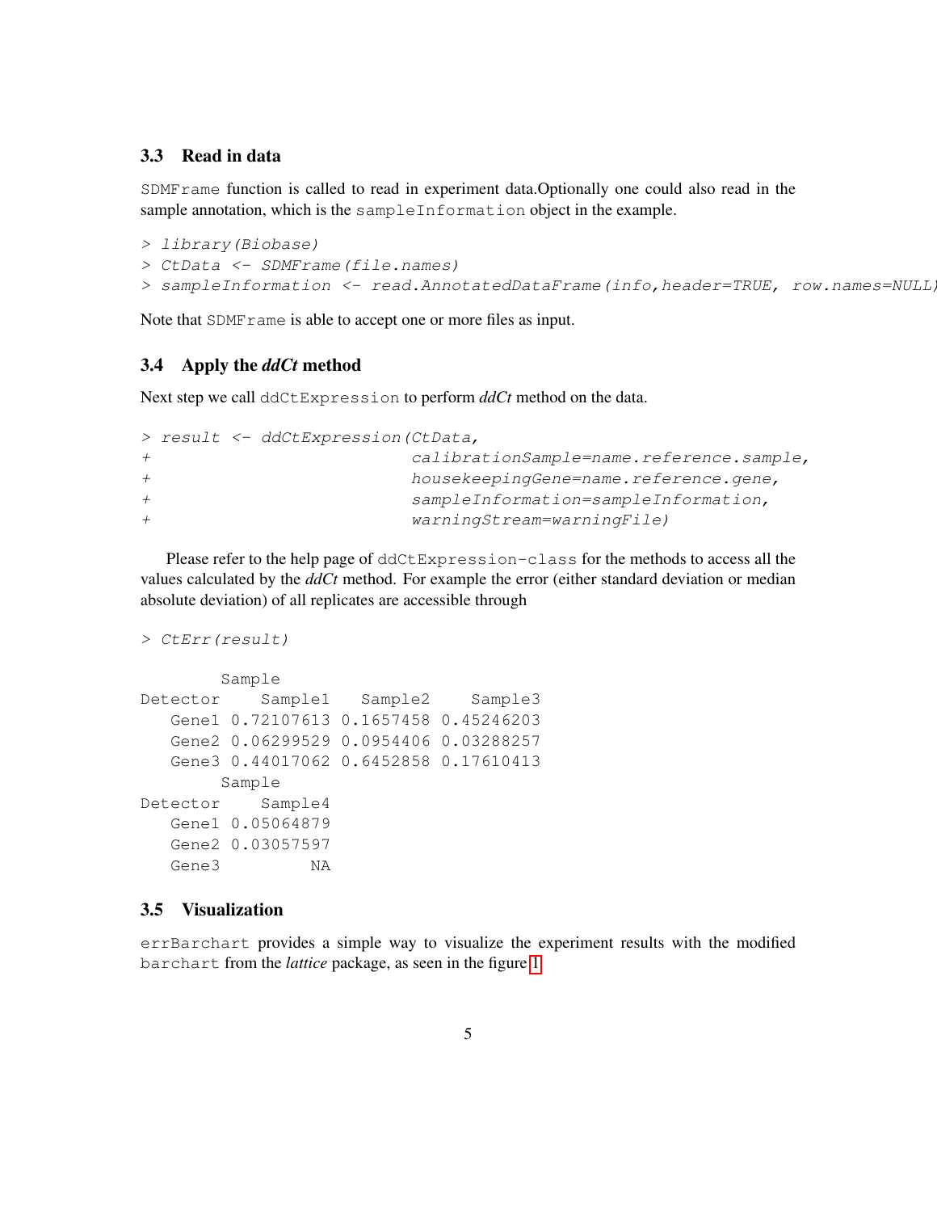## 3.3 Read in data

SDMFrame function is called to read in experiment data.Optionally one could also read in the sample annotation, which is the sampleInformation object in the example.

```
> library(Biobase)
> CtData <- SDMFrame(file.names)
> sampleInformation <- read.AnnotatedDataFrame(info,header=TRUE, row.names=NULL)
```

Note that SDMFrame is able to accept one or more files as input.

## 3.4 Apply the *ddCt* method

Next step we call ddCtExpression to perform *ddCt* method on the data.

```
> result <- ddCtExpression(CtData,
+                          calibrationSample=name.reference.sample,
+                          housekeepingGene=name.reference.gene,
+                          sampleInformation=sampleInformation,
+                          warningStream=warningFile)
```

Please refer to the help page of ddCtExpression-class for the methods to access all the values calculated by the *ddCt* method. For example the error (either standard deviation or median absolute deviation) of all replicates are accessible through

```
> CtErr(result)

        Sample
Detector    Sample1   Sample2    Sample3
   Gene1 0.72107613 0.1657458 0.45246203
   Gene2 0.06299529 0.0954406 0.03288257
   Gene3 0.44017062 0.6452858 0.17610413
        Sample
Detector    Sample4
   Gene1 0.05064879
   Gene2 0.03057597
   Gene3         NA
```

## 3.5 Visualization

errBarchart provides a simple way to visualize the experiment results with the modified barchart from the *lattice* package, as seen in the figure 1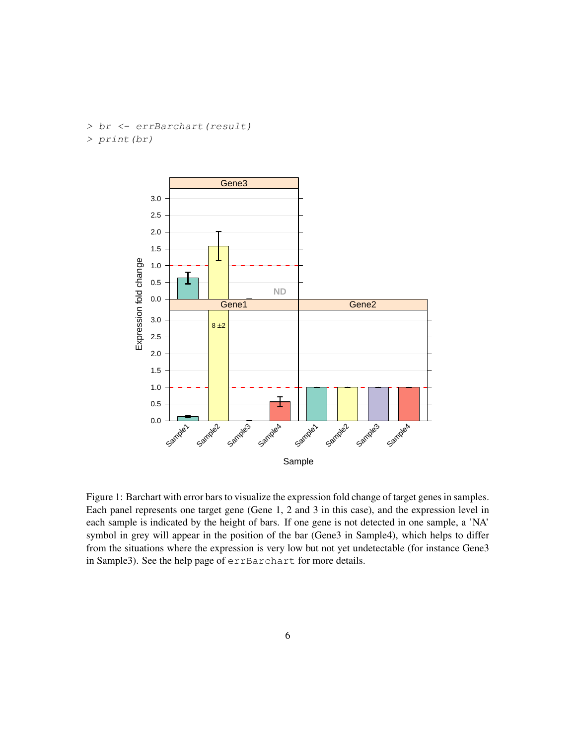```
> br <- errBarchart(result)
> print(br)
```

Figure 1: Barchart with error bars to visualize the expression fold change of target genes in samples. Each panel represents one target gene (Gene 1, 2 and 3 in this case), and the expression level in each sample is indicated by the height of bars. If one gene is not detected in one sample, a 'NA' symbol in grey will appear in the position of the bar (Gene3 in Sample4), which helps to differ from the situations where the expression is very low but not yet undetectable (for instance Gene3 in Sample3). See the help page of `errBarchart` for more details.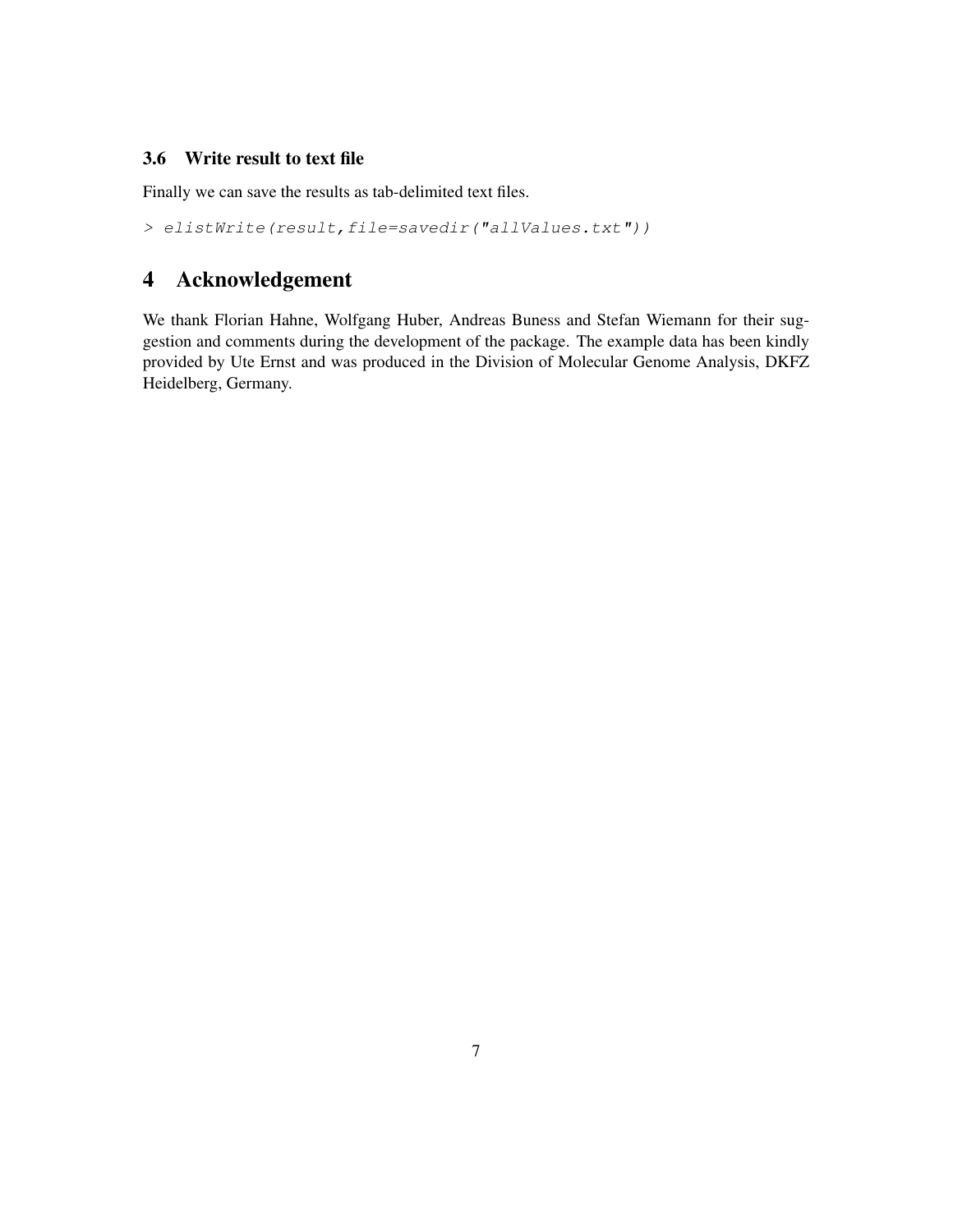### 3.6 Write result to text file

Finally we can save the results as tab-delimited text files.

```
> elistWrite(result,file=savedir("allValues.txt"))
```

# 4 Acknowledgement

We thank Florian Hahne, Wolfgang Huber, Andreas Buness and Stefan Wiemann for their suggestion and comments during the development of the package. The example data has been kindly provided by Ute Ernst and was produced in the Division of Molecular Genome Analysis, DKFZ Heidelberg, Germany.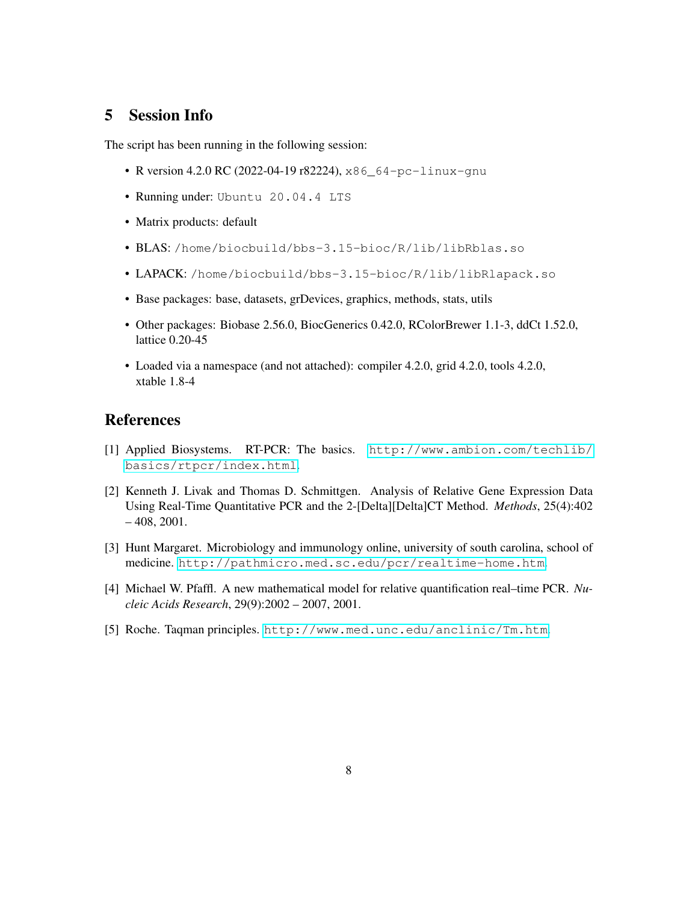# 5 Session Info

The script has been running in the following session:

- R version 4.2.0 RC (2022-04-19 r82224), `x86_64-pc-linux-gnu`
- Running under: `Ubuntu 20.04.4 LTS`
- Matrix products: default
- BLAS: `/home/biocbuild/bbs-3.15-bioc/R/lib/libRblas.so`
- LAPACK: `/home/biocbuild/bbs-3.15-bioc/R/lib/libRlapack.so`
- Base packages: base, datasets, grDevices, graphics, methods, stats, utils
- Other packages: Biobase 2.56.0, BiocGenerics 0.42.0, RColorBrewer 1.1-3, ddCt 1.52.0, lattice 0.20-45
- Loaded via a namespace (and not attached): compiler 4.2.0, grid 4.2.0, tools 4.2.0, xtable 1.8-4

# References

[1] Applied Biosystems. RT-PCR: The basics. `http://www.ambion.com/techlib/basics/rtpcr/index.html`.

[2] Kenneth J. Livak and Thomas D. Schmittgen. Analysis of Relative Gene Expression Data Using Real-Time Quantitative PCR and the 2-[Delta][Delta]CT Method. *Methods*, 25(4):402 – 408, 2001.

[3] Hunt Margaret. Microbiology and immunology online, university of south carolina, school of medicine. `http://pathmicro.med.sc.edu/pcr/realtime-home.htm`.

[4] Michael W. Pfaffl. A new mathematical model for relative quantification real–time PCR. *Nucleic Acids Research*, 29(9):2002 – 2007, 2001.

[5] Roche. Taqman principles. `http://www.med.unc.edu/anclinic/Tm.htm`.